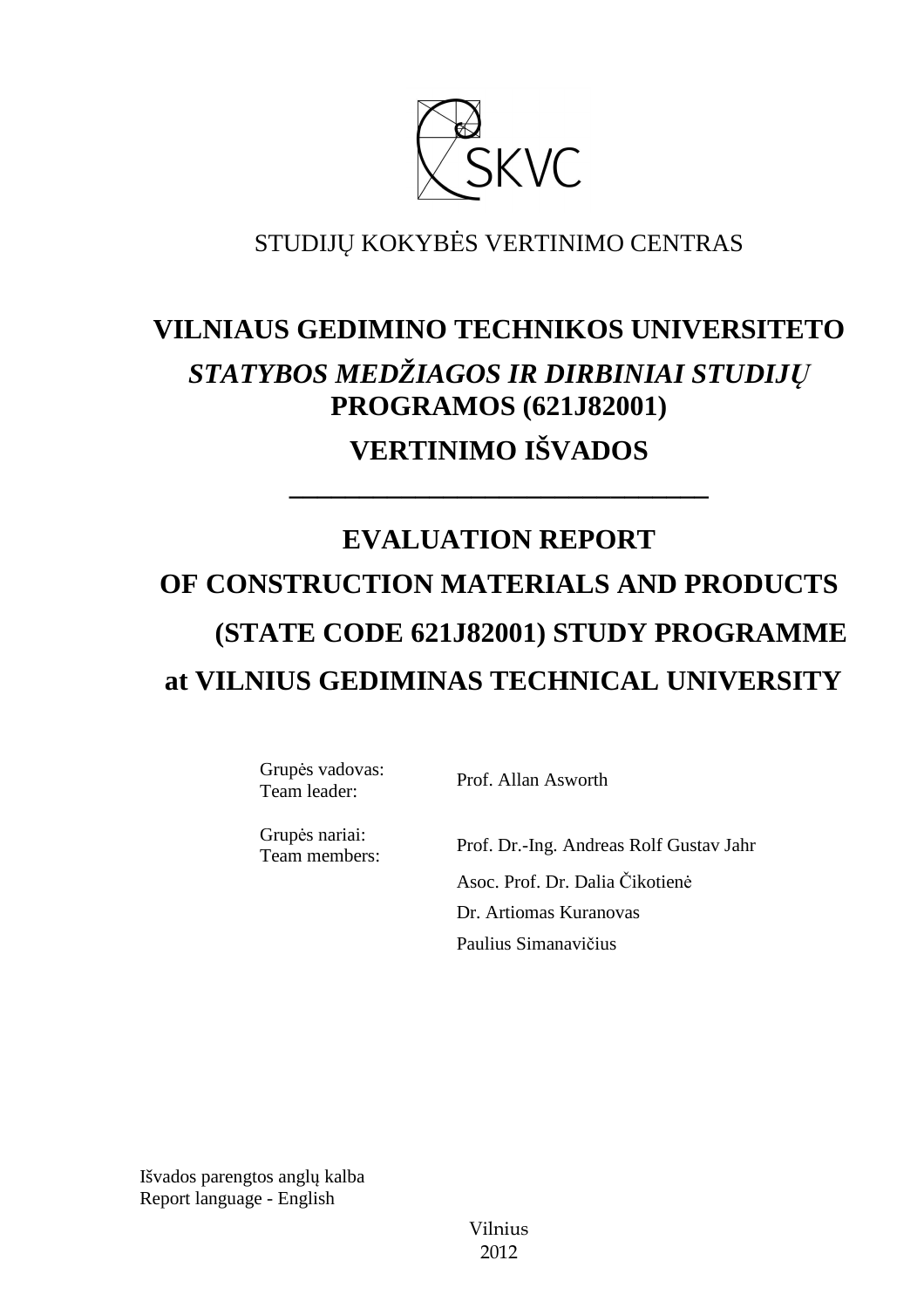SKVC

STUDIJŲ KOKYBĖS VERTINIMO CENTRAS

# VILNIAUS GEDIMINO TECHNIKOS UNIVERSITETO

## *STATYBOS MEDŽIAGOS IR DIRBINIAI STUDIJŲ* PROGRAMOS (621J82001)

## VERTINIMO IŠVADOS

---

# EVALUATION REPORT

## OF CONSTRUCTION MATERIALS AND PRODUCTS

## (STATE CODE 621J82001) STUDY PROGRAMME

## at VILNIUS GEDIMINAS TECHNICAL UNIVERSITY

| | |
|---|---|
| Grupės vadovas: Team leader: | Prof. Allan Asworth |
| Grupės nariai: Team members: | Prof. Dr.-Ing. Andreas Rolf Gustav Jahr |
| | Asoc. Prof. Dr. Dalia Čikotienė |
| | Dr. Artiomas Kuranovas |
| | Paulius Simanavičius |

Išvados parengtos anglų kalba
Report language - English

Vilnius
2012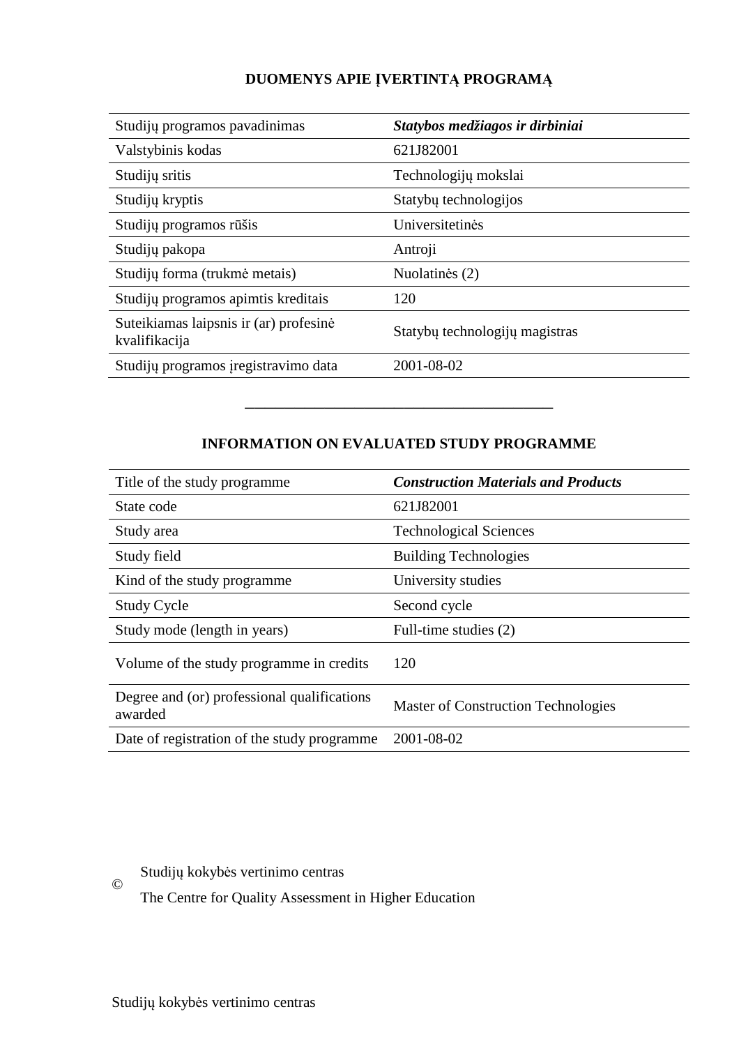## DUOMENYS APIE ĮVERTINTĄ PROGRAMĄ

| | |
|---|---|
| Studijų programos pavadinimas | ***Statybos medžiagos ir dirbiniai*** |
| Valstybinis kodas | 621J82001 |
| Studijų sritis | Technologijų mokslai |
| Studijų kryptis | Statybų technologijos |
| Studijų programos rūšis | Universitetinės |
| Studijų pakopa | Antroji |
| Studijų forma (trukmė metais) | Nuolatinės (2) |
| Studijų programos apimtis kreditais | 120 |
| Suteikiamas laipsnis ir (ar) profesinė kvalifikacija | Statybų technologijų magistras |
| Studijų programos įregistravimo data | 2001-08-02 |

---

## INFORMATION ON EVALUATED STUDY PROGRAMME

| | |
|---|---|
| Title of the study programme | ***Construction Materials and Products*** |
| State code | 621J82001 |
| Study area | Technological Sciences |
| Study field | Building Technologies |
| Kind of the study programme | University studies |
| Study Cycle | Second cycle |
| Study mode (length in years) | Full-time studies (2) |
| Volume of the study programme in credits | 120 |
| Degree and (or) professional qualifications awarded | Master of Construction Technologies |
| Date of registration of the study programme | 2001-08-02 |

© Studijų kokybės vertinimo centras

The Centre for Quality Assessment in Higher Education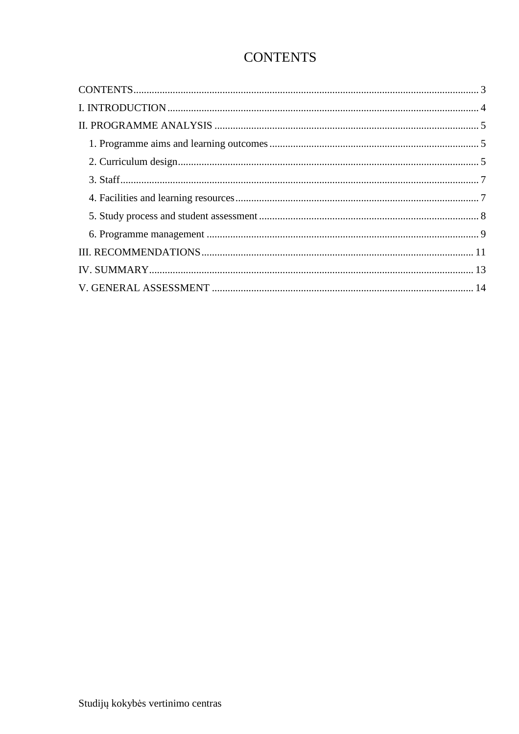# CONTENTS

CONTENTS ........................................................................................................................ 3
I. INTRODUCTION ............................................................................................................. 4
II. PROGRAMME ANALYSIS ................................................................................................ 5
    1. Programme aims and learning outcomes ........................................................................ 5
    2. Curriculum design ........................................................................................................ 5
    3. Staff ........................................................................................................................... 7
    4. Facilities and learning resources ................................................................................... 7
    5. Study process and student assessment .......................................................................... 8
    6. Programme management ............................................................................................. 9
III. RECOMMENDATIONS .................................................................................................. 11
IV. SUMMARY ................................................................................................................... 13
V. GENERAL ASSESSMENT ................................................................................................ 14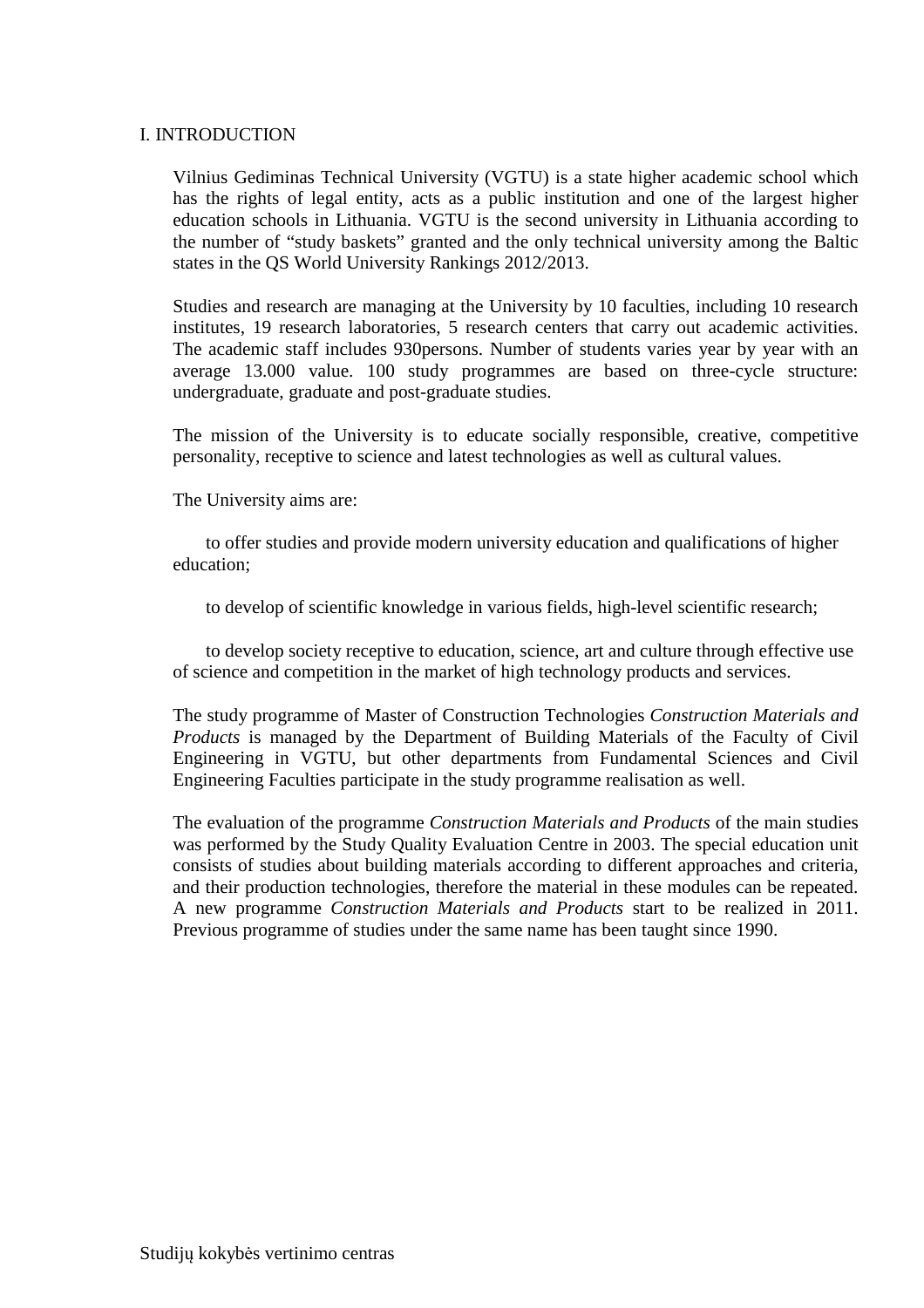## I. INTRODUCTION

Vilnius Gediminas Technical University (VGTU) is a state higher academic school which has the rights of legal entity, acts as a public institution and one of the largest higher education schools in Lithuania. VGTU is the second university in Lithuania according to the number of "study baskets" granted and the only technical university among the Baltic states in the QS World University Rankings 2012/2013.

Studies and research are managing at the University by 10 faculties, including 10 research institutes, 19 research laboratories, 5 research centers that carry out academic activities. The academic staff includes 930persons. Number of students varies year by year with an average 13.000 value. 100 study programmes are based on three-cycle structure: undergraduate, graduate and post-graduate studies.

The mission of the University is to educate socially responsible, creative, competitive personality, receptive to science and latest technologies as well as cultural values.

The University aims are:

to offer studies and provide modern university education and qualifications of higher education;

to develop of scientific knowledge in various fields, high-level scientific research;

to develop society receptive to education, science, art and culture through effective use of science and competition in the market of high technology products and services.

The study programme of Master of Construction Technologies *Construction Materials and Products* is managed by the Department of Building Materials of the Faculty of Civil Engineering in VGTU, but other departments from Fundamental Sciences and Civil Engineering Faculties participate in the study programme realisation as well.

The evaluation of the programme *Construction Materials and Products* of the main studies was performed by the Study Quality Evaluation Centre in 2003. The special education unit consists of studies about building materials according to different approaches and criteria, and their production technologies, therefore the material in these modules can be repeated. A new programme *Construction Materials and Products* start to be realized in 2011. Previous programme of studies under the same name has been taught since 1990.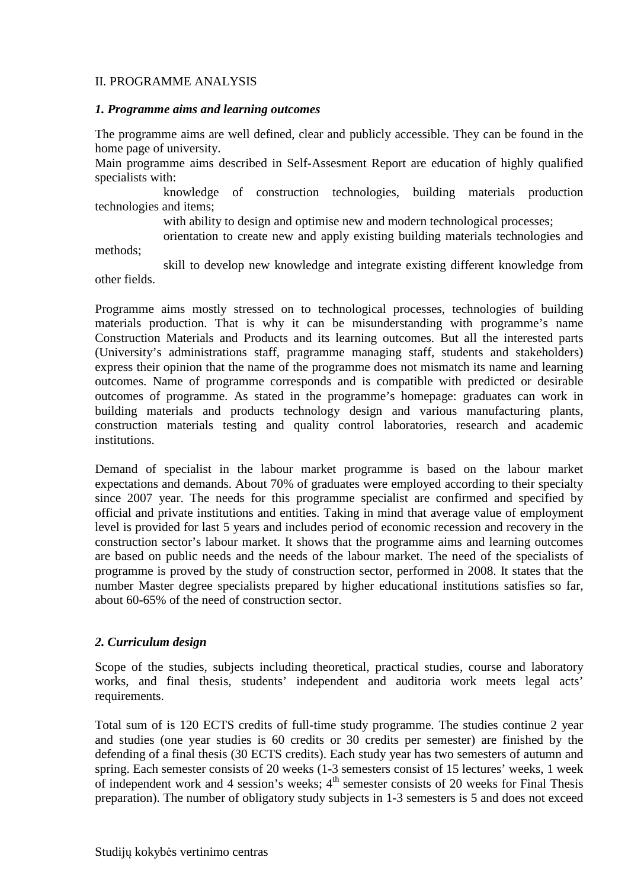II. PROGRAMME ANALYSIS

***1. Programme aims and learning outcomes***

The programme aims are well defined, clear and publicly accessible. They can be found in the home page of university.
Main programme aims described in Self-Assesment Report are education of highly qualified specialists with:

- knowledge of construction technologies, building materials production technologies and items;
- with ability to design and optimise new and modern technological processes;
- orientation to create new and apply existing building materials technologies and methods;
- skill to develop new knowledge and integrate existing different knowledge from other fields.

Programme aims mostly stressed on to technological processes, technologies of building materials production. That is why it can be misunderstanding with programme's name Construction Materials and Products and its learning outcomes. But all the interested parts (University's administrations staff, pragramme managing staff, students and stakeholders) express their opinion that the name of the programme does not mismatch its name and learning outcomes. Name of programme corresponds and is compatible with predicted or desirable outcomes of programme. As stated in the programme's homepage: graduates can work in building materials and products technology design and various manufacturing plants, construction materials testing and quality control laboratories, research and academic institutions.

Demand of specialist in the labour market programme is based on the labour market expectations and demands. About 70% of graduates were employed according to their specialty since 2007 year. The needs for this programme specialist are confirmed and specified by official and private institutions and entities. Taking in mind that average value of employment level is provided for last 5 years and includes period of economic recession and recovery in the construction sector's labour market. It shows that the programme aims and learning outcomes are based on public needs and the needs of the labour market. The need of the specialists of programme is proved by the study of construction sector, performed in 2008. It states that the number Master degree specialists prepared by higher educational institutions satisfies so far, about 60-65% of the need of construction sector.

***2. Curriculum design***

Scope of the studies, subjects including theoretical, practical studies, course and laboratory works, and final thesis, students' independent and auditoria work meets legal acts' requirements.

Total sum of is 120 ECTS credits of full-time study programme. The studies continue 2 year and studies (one year studies is 60 credits or 30 credits per semester) are finished by the defending of a final thesis (30 ECTS credits). Each study year has two semesters of autumn and spring. Each semester consists of 20 weeks (1-3 semesters consist of 15 lectures' weeks, 1 week of independent work and 4 session's weeks; 4$^{th}$ semester consists of 20 weeks for Final Thesis preparation). The number of obligatory study subjects in 1-3 semesters is 5 and does not exceed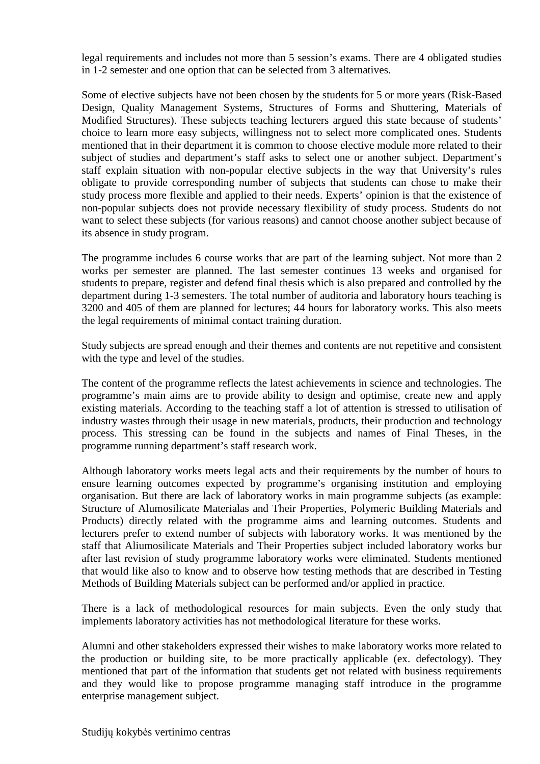legal requirements and includes not more than 5 session's exams. There are 4 obligated studies in 1-2 semester and one option that can be selected from 3 alternatives.

Some of elective subjects have not been chosen by the students for 5 or more years (Risk-Based Design, Quality Management Systems, Structures of Forms and Shuttering, Materials of Modified Structures). These subjects teaching lecturers argued this state because of students' choice to learn more easy subjects, willingness not to select more complicated ones. Students mentioned that in their department it is common to choose elective module more related to their subject of studies and department's staff asks to select one or another subject. Department's staff explain situation with non-popular elective subjects in the way that University's rules obligate to provide corresponding number of subjects that students can chose to make their study process more flexible and applied to their needs. Experts' opinion is that the existence of non-popular subjects does not provide necessary flexibility of study process. Students do not want to select these subjects (for various reasons) and cannot choose another subject because of its absence in study program.

The programme includes 6 course works that are part of the learning subject. Not more than 2 works per semester are planned. The last semester continues 13 weeks and organised for students to prepare, register and defend final thesis which is also prepared and controlled by the department during 1-3 semesters. The total number of auditoria and laboratory hours teaching is 3200 and 405 of them are planned for lectures; 44 hours for laboratory works. This also meets the legal requirements of minimal contact training duration.

Study subjects are spread enough and their themes and contents are not repetitive and consistent with the type and level of the studies.

The content of the programme reflects the latest achievements in science and technologies. The programme's main aims are to provide ability to design and optimise, create new and apply existing materials. According to the teaching staff a lot of attention is stressed to utilisation of industry wastes through their usage in new materials, products, their production and technology process. This stressing can be found in the subjects and names of Final Theses, in the programme running department's staff research work.

Although laboratory works meets legal acts and their requirements by the number of hours to ensure learning outcomes expected by programme's organising institution and employing organisation. But there are lack of laboratory works in main programme subjects (as example: Structure of Alumosilicate Materialas and Their Properties, Polymeric Building Materials and Products) directly related with the programme aims and learning outcomes. Students and lecturers prefer to extend number of subjects with laboratory works. It was mentioned by the staff that Aliumosilicate Materials and Their Properties subject included laboratory works bur after last revision of study programme laboratory works were eliminated. Students mentioned that would like also to know and to observe how testing methods that are described in Testing Methods of Building Materials subject can be performed and/or applied in practice.

There is a lack of methodological resources for main subjects. Even the only study that implements laboratory activities has not methodological literature for these works.

Alumni and other stakeholders expressed their wishes to make laboratory works more related to the production or building site, to be more practically applicable (ex. defectology). They mentioned that part of the information that students get not related with business requirements and they would like to propose programme managing staff introduce in the programme enterprise management subject.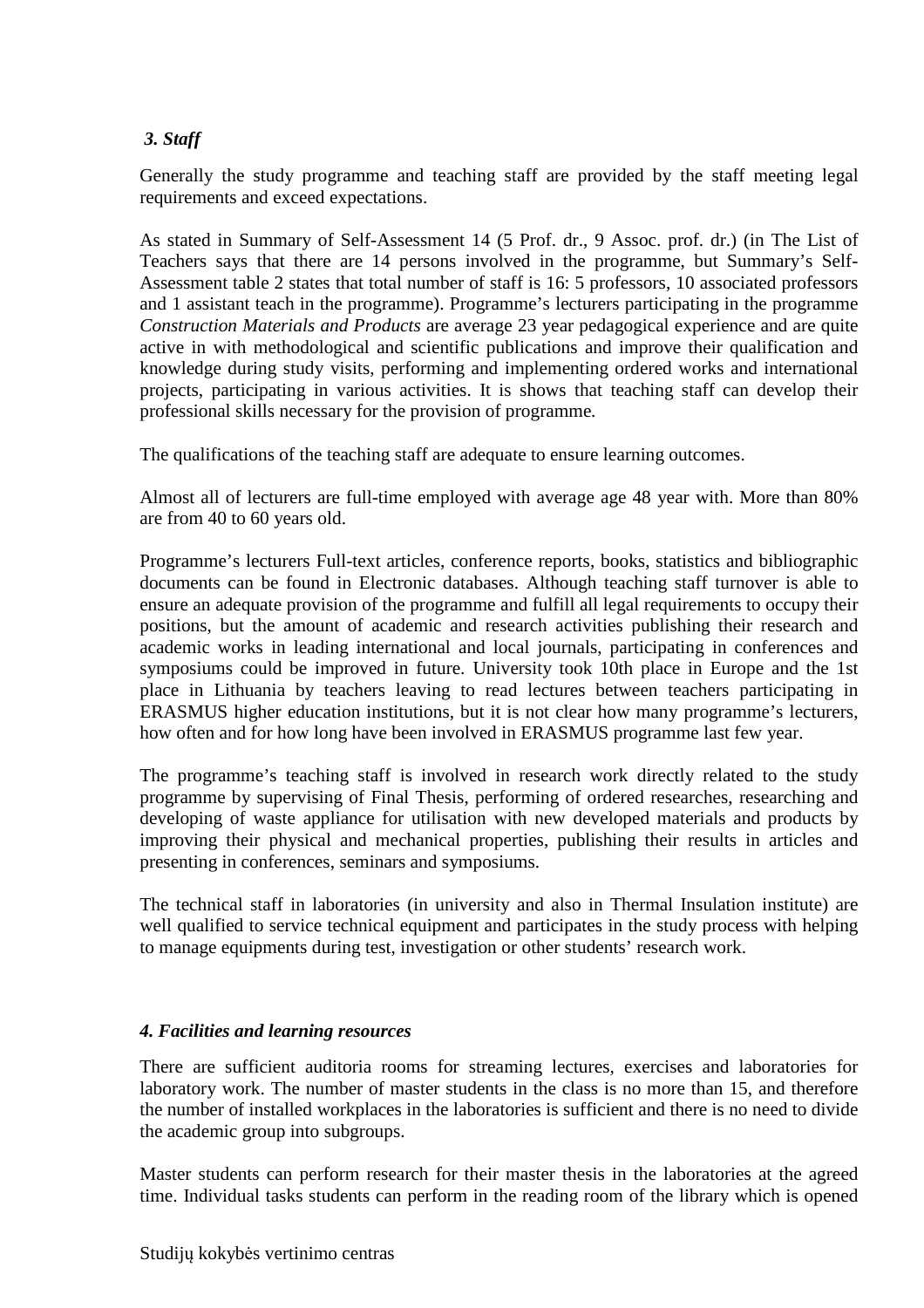### *3. Staff*

Generally the study programme and teaching staff are provided by the staff meeting legal requirements and exceed expectations.

As stated in Summary of Self-Assessment 14 (5 Prof. dr., 9 Assoc. prof. dr.) (in The List of Teachers says that there are 14 persons involved in the programme, but Summary's Self-Assessment table 2 states that total number of staff is 16: 5 professors, 10 associated professors and 1 assistant teach in the programme). Programme's lecturers participating in the programme *Construction Materials and Products* are average 23 year pedagogical experience and are quite active in with methodological and scientific publications and improve their qualification and knowledge during study visits, performing and implementing ordered works and international projects, participating in various activities. It is shows that teaching staff can develop their professional skills necessary for the provision of programme.

The qualifications of the teaching staff are adequate to ensure learning outcomes.

Almost all of lecturers are full-time employed with average age 48 year with. More than 80% are from 40 to 60 years old.

Programme's lecturers Full-text articles, conference reports, books, statistics and bibliographic documents can be found in Electronic databases. Although teaching staff turnover is able to ensure an adequate provision of the programme and fulfill all legal requirements to occupy their positions, but the amount of academic and research activities publishing their research and academic works in leading international and local journals, participating in conferences and symposiums could be improved in future. University took 10th place in Europe and the 1st place in Lithuania by teachers leaving to read lectures between teachers participating in ERASMUS higher education institutions, but it is not clear how many programme's lecturers, how often and for how long have been involved in ERASMUS programme last few year.

The programme's teaching staff is involved in research work directly related to the study programme by supervising of Final Thesis, performing of ordered researches, researching and developing of waste appliance for utilisation with new developed materials and products by improving their physical and mechanical properties, publishing their results in articles and presenting in conferences, seminars and symposiums.

The technical staff in laboratories (in university and also in Thermal Insulation institute) are well qualified to service technical equipment and participates in the study process with helping to manage equipments during test, investigation or other students' research work.

### *4. Facilities and learning resources*

There are sufficient auditoria rooms for streaming lectures, exercises and laboratories for laboratory work. The number of master students in the class is no more than 15, and therefore the number of installed workplaces in the laboratories is sufficient and there is no need to divide the academic group into subgroups.

Master students can perform research for their master thesis in the laboratories at the agreed time. Individual tasks students can perform in the reading room of the library which is opened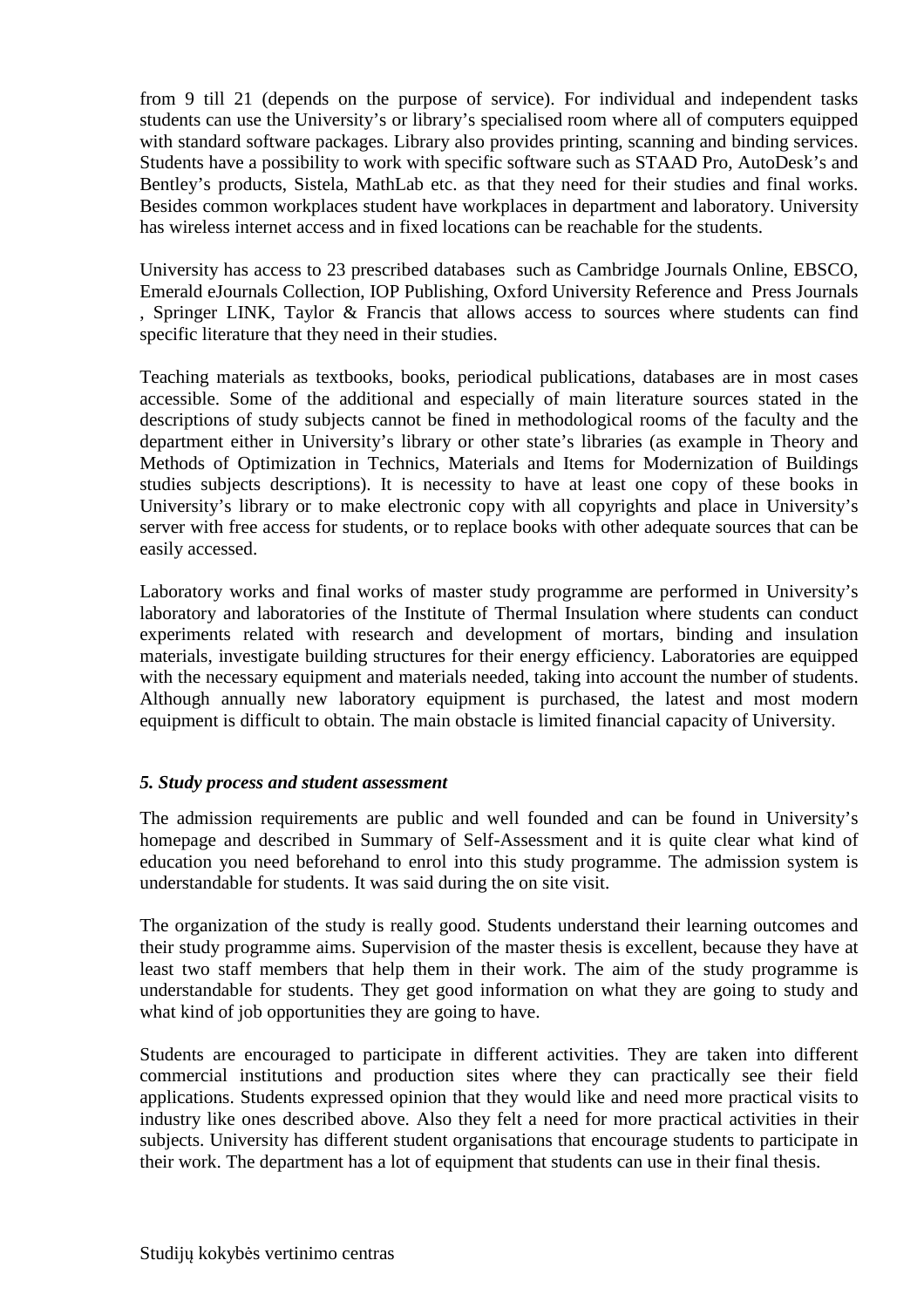from 9 till 21 (depends on the purpose of service). For individual and independent tasks students can use the University's or library's specialised room where all of computers equipped with standard software packages. Library also provides printing, scanning and binding services. Students have a possibility to work with specific software such as STAAD Pro, AutoDesk's and Bentley's products, Sistela, MathLab etc. as that they need for their studies and final works. Besides common workplaces student have workplaces in department and laboratory. University has wireless internet access and in fixed locations can be reachable for the students.

University has access to 23 prescribed databases such as Cambridge Journals Online, EBSCO, Emerald eJournals Collection, IOP Publishing, Oxford University Reference and Press Journals , Springer LINK, Taylor & Francis that allows access to sources where students can find specific literature that they need in their studies.

Teaching materials as textbooks, books, periodical publications, databases are in most cases accessible. Some of the additional and especially of main literature sources stated in the descriptions of study subjects cannot be fined in methodological rooms of the faculty and the department either in University's library or other state's libraries (as example in Theory and Methods of Optimization in Technics, Materials and Items for Modernization of Buildings studies subjects descriptions). It is necessity to have at least one copy of these books in University's library or to make electronic copy with all copyrights and place in University's server with free access for students, or to replace books with other adequate sources that can be easily accessed.

Laboratory works and final works of master study programme are performed in University's laboratory and laboratories of the Institute of Thermal Insulation where students can conduct experiments related with research and development of mortars, binding and insulation materials, investigate building structures for their energy efficiency. Laboratories are equipped with the necessary equipment and materials needed, taking into account the number of students. Although annually new laboratory equipment is purchased, the latest and most modern equipment is difficult to obtain. The main obstacle is limited financial capacity of University.

### *5. Study process and student assessment*

The admission requirements are public and well founded and can be found in University's homepage and described in Summary of Self-Assessment and it is quite clear what kind of education you need beforehand to enrol into this study programme. The admission system is understandable for students. It was said during the on site visit.

The organization of the study is really good. Students understand their learning outcomes and their study programme aims. Supervision of the master thesis is excellent, because they have at least two staff members that help them in their work. The aim of the study programme is understandable for students. They get good information on what they are going to study and what kind of job opportunities they are going to have.

Students are encouraged to participate in different activities. They are taken into different commercial institutions and production sites where they can practically see their field applications. Students expressed opinion that they would like and need more practical visits to industry like ones described above. Also they felt a need for more practical activities in their subjects. University has different student organisations that encourage students to participate in their work. The department has a lot of equipment that students can use in their final thesis.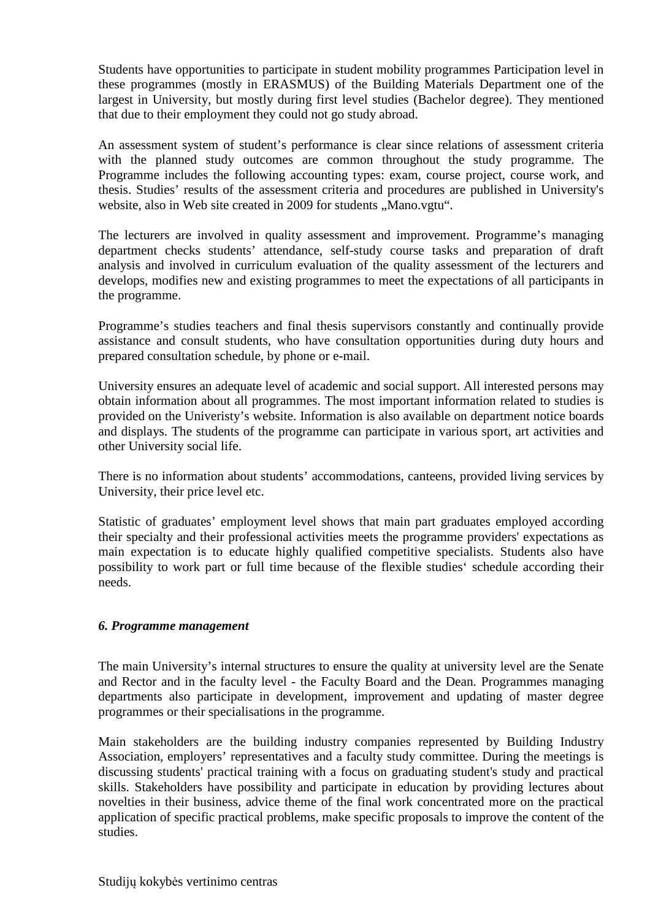Students have opportunities to participate in student mobility programmes Participation level in these programmes (mostly in ERASMUS) of the Building Materials Department one of the largest in University, but mostly during first level studies (Bachelor degree). They mentioned that due to their employment they could not go study abroad.

An assessment system of student's performance is clear since relations of assessment criteria with the planned study outcomes are common throughout the study programme. The Programme includes the following accounting types: exam, course project, course work, and thesis. Studies' results of the assessment criteria and procedures are published in University's website, also in Web site created in 2009 for students „Mano.vgtu".

The lecturers are involved in quality assessment and improvement. Programme's managing department checks students' attendance, self-study course tasks and preparation of draft analysis and involved in curriculum evaluation of the quality assessment of the lecturers and develops, modifies new and existing programmes to meet the expectations of all participants in the programme.

Programme's studies teachers and final thesis supervisors constantly and continually provide assistance and consult students, who have consultation opportunities during duty hours and prepared consultation schedule, by phone or e-mail.

University ensures an adequate level of academic and social support. All interested persons may obtain information about all programmes. The most important information related to studies is provided on the Univeristy's website. Information is also available on department notice boards and displays. The students of the programme can participate in various sport, art activities and other University social life.

There is no information about students' accommodations, canteens, provided living services by University, their price level etc.

Statistic of graduates' employment level shows that main part graduates employed according their specialty and their professional activities meets the programme providers' expectations as main expectation is to educate highly qualified competitive specialists. Students also have possibility to work part or full time because of the flexible studies' schedule according their needs.

### *6. Programme management*

The main University's internal structures to ensure the quality at university level are the Senate and Rector and in the faculty level - the Faculty Board and the Dean. Programmes managing departments also participate in development, improvement and updating of master degree programmes or their specialisations in the programme.

Main stakeholders are the building industry companies represented by Building Industry Association, employers' representatives and a faculty study committee. During the meetings is discussing students' practical training with a focus on graduating student's study and practical skills. Stakeholders have possibility and participate in education by providing lectures about novelties in their business, advice theme of the final work concentrated more on the practical application of specific practical problems, make specific proposals to improve the content of the studies.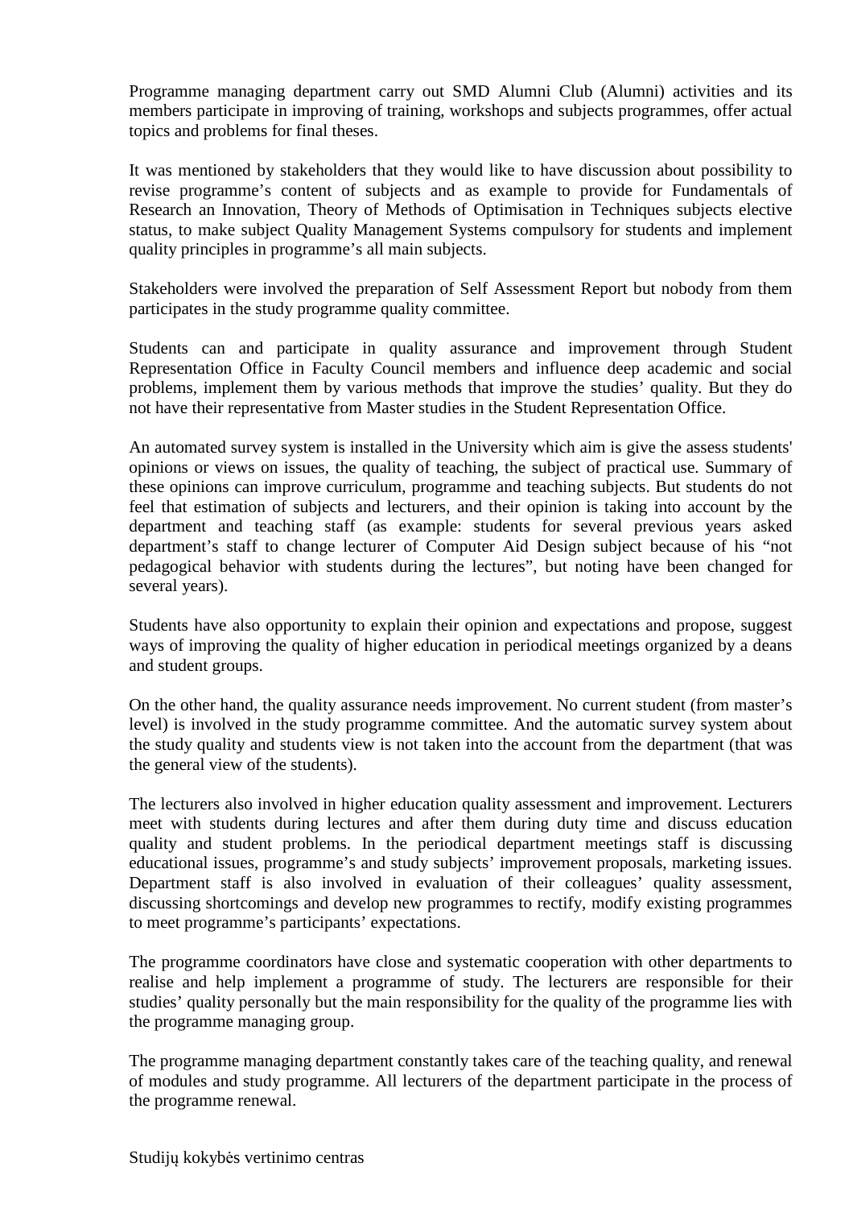Programme managing department carry out SMD Alumni Club (Alumni) activities and its members participate in improving of training, workshops and subjects programmes, offer actual topics and problems for final theses.

It was mentioned by stakeholders that they would like to have discussion about possibility to revise programme's content of subjects and as example to provide for Fundamentals of Research an Innovation, Theory of Methods of Optimisation in Techniques subjects elective status, to make subject Quality Management Systems compulsory for students and implement quality principles in programme's all main subjects.

Stakeholders were involved the preparation of Self Assessment Report but nobody from them participates in the study programme quality committee.

Students can and participate in quality assurance and improvement through Student Representation Office in Faculty Council members and influence deep academic and social problems, implement them by various methods that improve the studies' quality. But they do not have their representative from Master studies in the Student Representation Office.

An automated survey system is installed in the University which aim is give the assess students' opinions or views on issues, the quality of teaching, the subject of practical use. Summary of these opinions can improve curriculum, programme and teaching subjects. But students do not feel that estimation of subjects and lecturers, and their opinion is taking into account by the department and teaching staff (as example: students for several previous years asked department's staff to change lecturer of Computer Aid Design subject because of his "not pedagogical behavior with students during the lectures", but noting have been changed for several years).

Students have also opportunity to explain their opinion and expectations and propose, suggest ways of improving the quality of higher education in periodical meetings organized by a deans and student groups.

On the other hand, the quality assurance needs improvement. No current student (from master's level) is involved in the study programme committee. And the automatic survey system about the study quality and students view is not taken into the account from the department (that was the general view of the students).

The lecturers also involved in higher education quality assessment and improvement. Lecturers meet with students during lectures and after them during duty time and discuss education quality and student problems. In the periodical department meetings staff is discussing educational issues, programme's and study subjects' improvement proposals, marketing issues. Department staff is also involved in evaluation of their colleagues' quality assessment, discussing shortcomings and develop new programmes to rectify, modify existing programmes to meet programme's participants' expectations.

The programme coordinators have close and systematic cooperation with other departments to realise and help implement a programme of study. The lecturers are responsible for their studies' quality personally but the main responsibility for the quality of the programme lies with the programme managing group.

The programme managing department constantly takes care of the teaching quality, and renewal of modules and study programme. All lecturers of the department participate in the process of the programme renewal.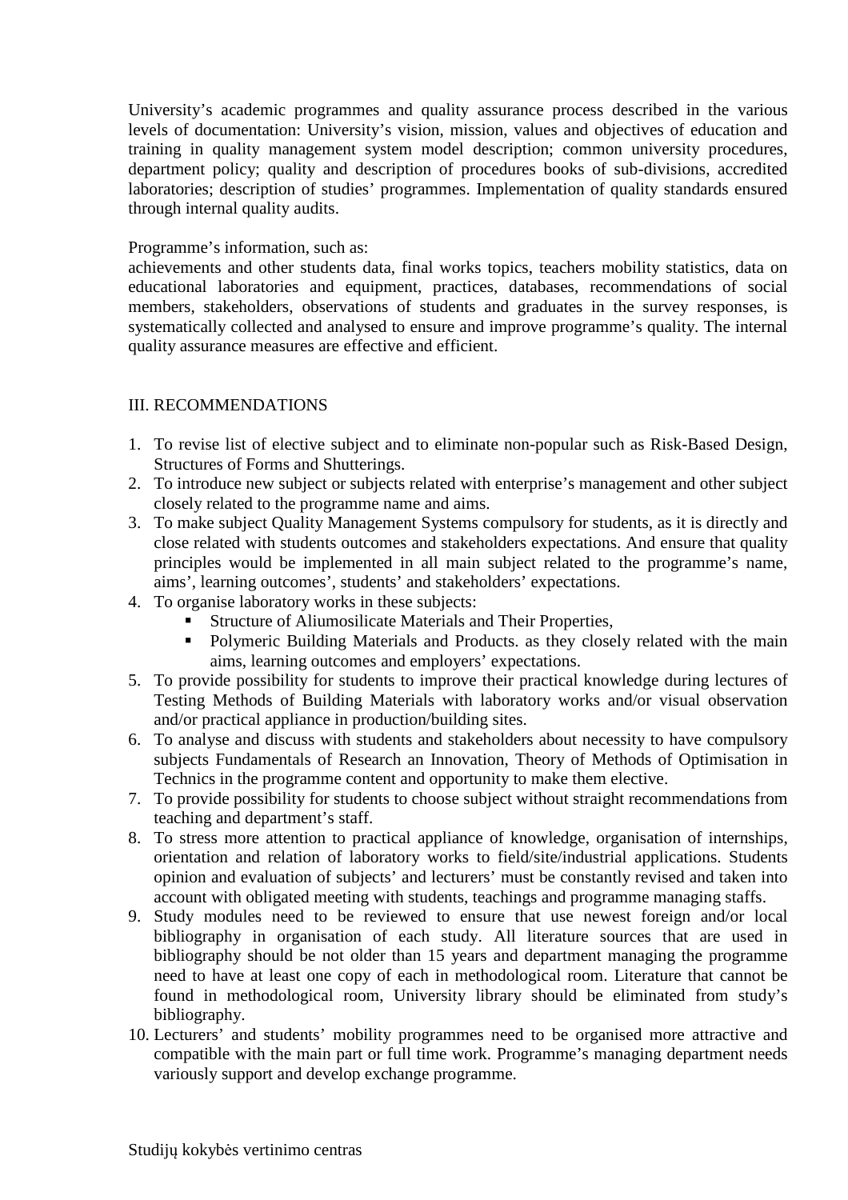University's academic programmes and quality assurance process described in the various levels of documentation: University's vision, mission, values and objectives of education and training in quality management system model description; common university procedures, department policy; quality and description of procedures books of sub-divisions, accredited laboratories; description of studies' programmes. Implementation of quality standards ensured through internal quality audits.

Programme's information, such as:
achievements and other students data, final works topics, teachers mobility statistics, data on educational laboratories and equipment, practices, databases, recommendations of social members, stakeholders, observations of students and graduates in the survey responses, is systematically collected and analysed to ensure and improve programme's quality. The internal quality assurance measures are effective and efficient.

## III. RECOMMENDATIONS

1. To revise list of elective subject and to eliminate non-popular such as Risk-Based Design, Structures of Forms and Shutterings.
2. To introduce new subject or subjects related with enterprise's management and other subject closely related to the programme name and aims.
3. To make subject Quality Management Systems compulsory for students, as it is directly and close related with students outcomes and stakeholders expectations. And ensure that quality principles would be implemented in all main subject related to the programme's name, aims', learning outcomes', students' and stakeholders' expectations.
4. To organise laboratory works in these subjects:
   - Structure of Aliumosilicate Materials and Their Properties,
   - Polymeric Building Materials and Products. as they closely related with the main aims, learning outcomes and employers' expectations.
5. To provide possibility for students to improve their practical knowledge during lectures of Testing Methods of Building Materials with laboratory works and/or visual observation and/or practical appliance in production/building sites.
6. To analyse and discuss with students and stakeholders about necessity to have compulsory subjects Fundamentals of Research an Innovation, Theory of Methods of Optimisation in Technics in the programme content and opportunity to make them elective.
7. To provide possibility for students to choose subject without straight recommendations from teaching and department's staff.
8. To stress more attention to practical appliance of knowledge, organisation of internships, orientation and relation of laboratory works to field/site/industrial applications. Students opinion and evaluation of subjects' and lecturers' must be constantly revised and taken into account with obligated meeting with students, teachings and programme managing staffs.
9. Study modules need to be reviewed to ensure that use newest foreign and/or local bibliography in organisation of each study. All literature sources that are used in bibliography should be not older than 15 years and department managing the programme need to have at least one copy of each in methodological room. Literature that cannot be found in methodological room, University library should be eliminated from study's bibliography.
10. Lecturers' and students' mobility programmes need to be organised more attractive and compatible with the main part or full time work. Programme's managing department needs variously support and develop exchange programme.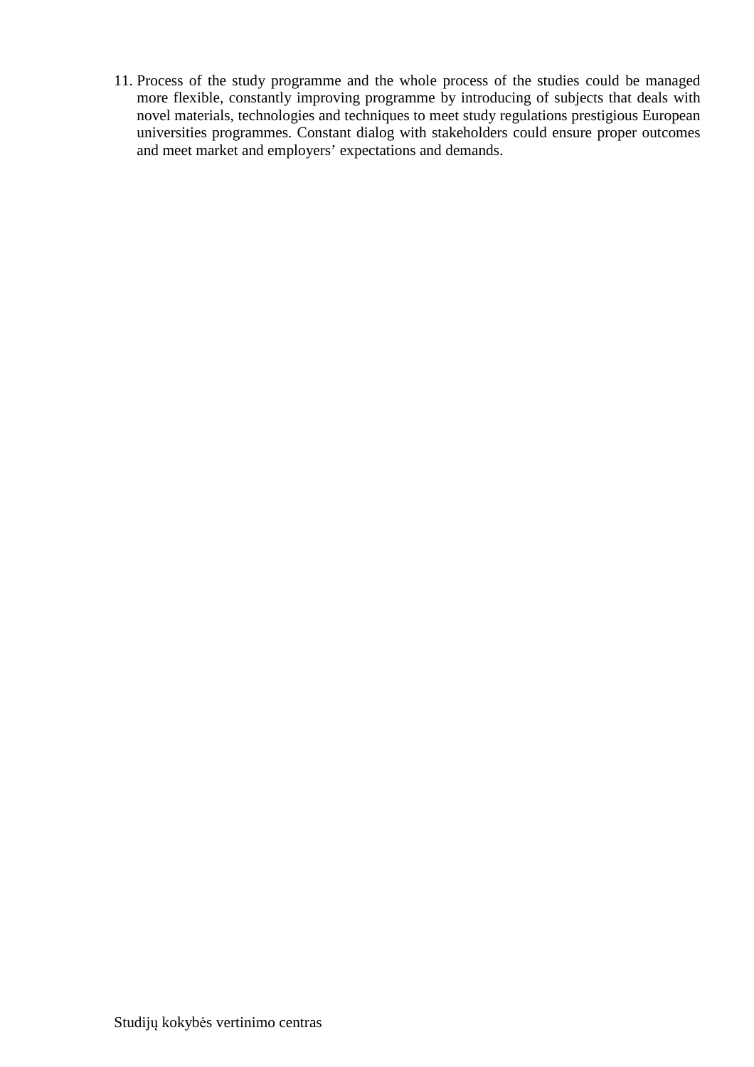11. Process of the study programme and the whole process of the studies could be managed more flexible, constantly improving programme by introducing of subjects that deals with novel materials, technologies and techniques to meet study regulations prestigious European universities programmes. Constant dialog with stakeholders could ensure proper outcomes and meet market and employers' expectations and demands.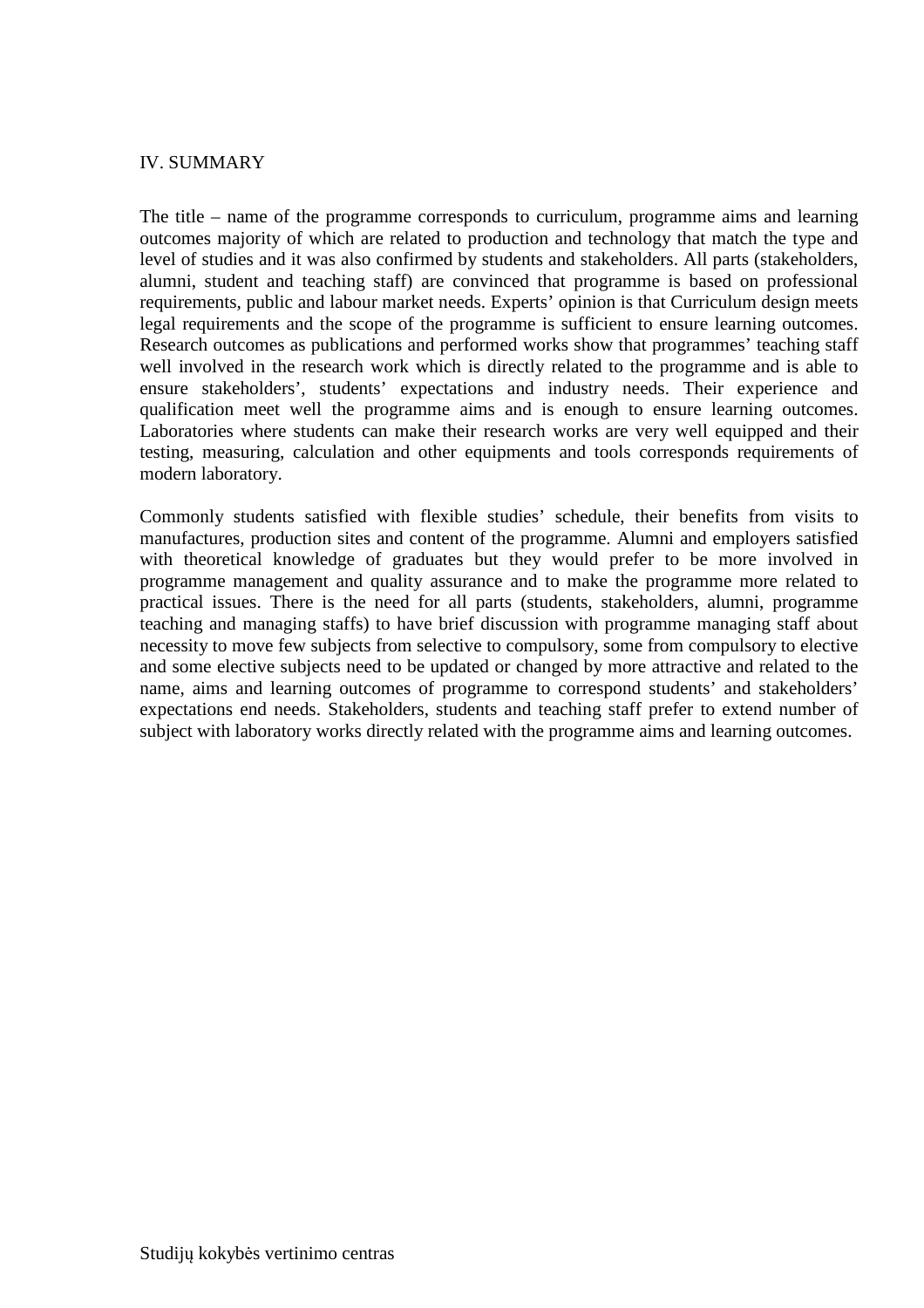## IV. SUMMARY

The title – name of the programme corresponds to curriculum, programme aims and learning outcomes majority of which are related to production and technology that match the type and level of studies and it was also confirmed by students and stakeholders. All parts (stakeholders, alumni, student and teaching staff) are convinced that programme is based on professional requirements, public and labour market needs. Experts' opinion is that Curriculum design meets legal requirements and the scope of the programme is sufficient to ensure learning outcomes. Research outcomes as publications and performed works show that programmes' teaching staff well involved in the research work which is directly related to the programme and is able to ensure stakeholders', students' expectations and industry needs. Their experience and qualification meet well the programme aims and is enough to ensure learning outcomes. Laboratories where students can make their research works are very well equipped and their testing, measuring, calculation and other equipments and tools corresponds requirements of modern laboratory.

Commonly students satisfied with flexible studies' schedule, their benefits from visits to manufactures, production sites and content of the programme. Alumni and employers satisfied with theoretical knowledge of graduates but they would prefer to be more involved in programme management and quality assurance and to make the programme more related to practical issues. There is the need for all parts (students, stakeholders, alumni, programme teaching and managing staffs) to have brief discussion with programme managing staff about necessity to move few subjects from selective to compulsory, some from compulsory to elective and some elective subjects need to be updated or changed by more attractive and related to the name, aims and learning outcomes of programme to correspond students' and stakeholders' expectations end needs. Stakeholders, students and teaching staff prefer to extend number of subject with laboratory works directly related with the programme aims and learning outcomes.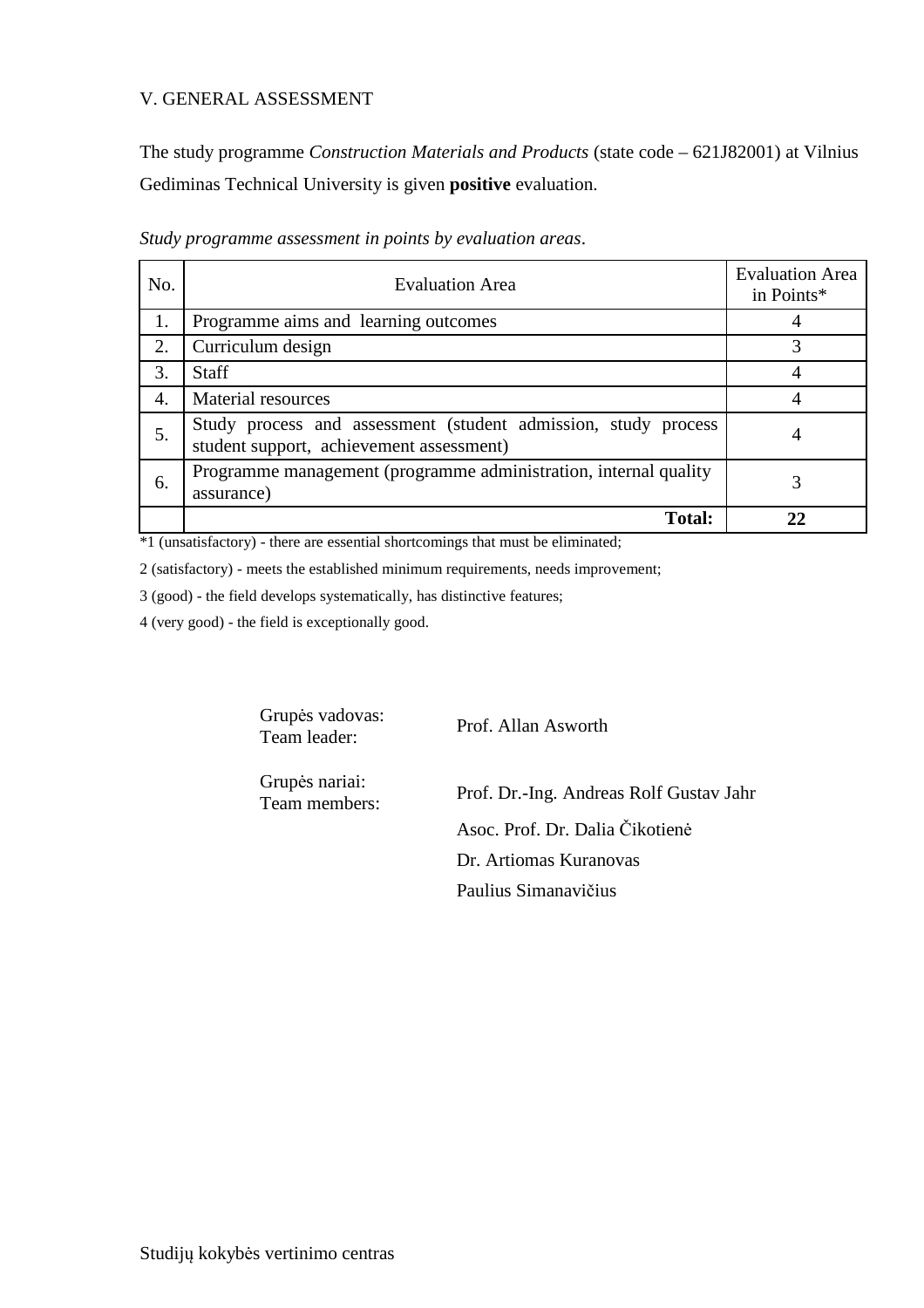## V. GENERAL ASSESSMENT

The study programme *Construction Materials and Products* (state code – 621J82001) at Vilnius Gediminas Technical University is given **positive** evaluation.

*Study programme assessment in points by evaluation areas*.

| No. | Evaluation Area | Evaluation Area in Points* |
|---|---|---|
| 1. | Programme aims and learning outcomes | 4 |
| 2. | Curriculum design | 3 |
| 3. | Staff | 4 |
| 4. | Material resources | 4 |
| 5. | Study process and assessment (student admission, study process student support, achievement assessment) | 4 |
| 6. | Programme management (programme administration, internal quality assurance) | 3 |
| | **Total:** | **22** |

*1 (unsatisfactory) - there are essential shortcomings that must be eliminated;

2 (satisfactory) - meets the established minimum requirements, needs improvement;

3 (good) - the field develops systematically, has distinctive features;

4 (very good) - the field is exceptionally good.

| | |
|---|---|
| Grupės vadovas: Team leader: | Prof. Allan Asworth |
| Grupės nariai: Team members: | Prof. Dr.-Ing. Andreas Rolf Gustav Jahr |
| | Asoc. Prof. Dr. Dalia Čikotienė |
| | Dr. Artiomas Kuranovas |
| | Paulius Simanavičius |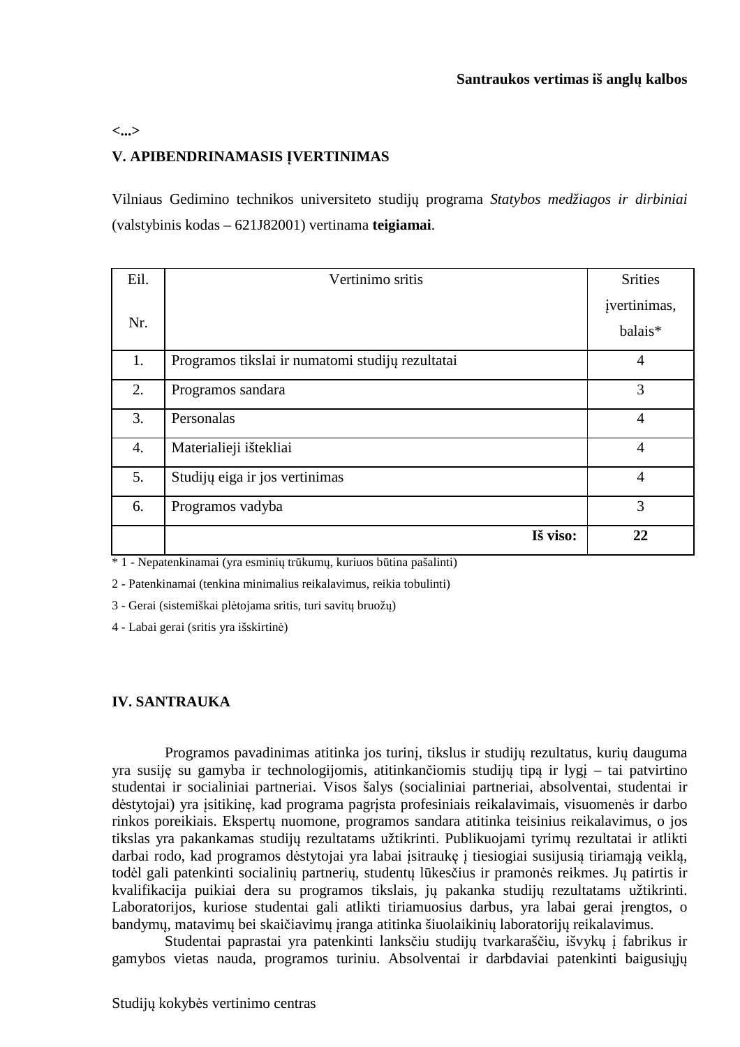**Santraukos vertimas iš anglų kalbos**

**<...>**

**V. APIBENDRINAMASIS ĮVERTINIMAS**

Vilniaus Gedimino technikos universiteto studijų programa *Statybos medžiagos ir dirbiniai* (valstybinis kodas – 621J82001) vertinama **teigiamai**.

| Eil. Nr. | Vertinimo sritis | Srities įvertinimas, balais* |
|---|---|---|
| 1. | Programos tikslai ir numatomi studijų rezultatai | 4 |
| 2. | Programos sandara | 3 |
| 3. | Personalas | 4 |
| 4. | Materialieji ištekliai | 4 |
| 5. | Studijų eiga ir jos vertinimas | 4 |
| 6. | Programos vadyba | 3 |
| | **Iš viso:** | **22** |

\* 1 - Nepatenkinamai (yra esminių trūkumų, kuriuos būtina pašalinti)

2 - Patenkinamai (tenkina minimalius reikalavimus, reikia tobulinti)

3 - Gerai (sistemiškai plėtojama sritis, turi savitų bruožų)

4 - Labai gerai (sritis yra išskirtinė)

**IV. SANTRAUKA**

Programos pavadinimas atitinka jos turinį, tikslus ir studijų rezultatus, kurių dauguma yra susiję su gamyba ir technologijomis, atitinkančiomis studijų tipą ir lygį – tai patvirtino studentai ir socialiniai partneriai. Visos šalys (socialiniai partneriai, absolventai, studentai ir dėstytojai) yra įsitikinę, kad programa pagrįsta profesiniais reikalavimais, visuomenės ir darbo rinkos poreikiais. Ekspertų nuomone, programos sandara atitinka teisinius reikalavimus, o jos tikslas yra pakankamas studijų rezultatams užtikrinti. Publikuojami tyrimų rezultatai ir atlikti darbai rodo, kad programos dėstytojai yra labai įsitraukę į tiesiogiai susijusią tiriamąją veiklą, todėl gali patenkinti socialinių partnerių, studentų lūkesčius ir pramonės reikmes. Jų patirtis ir kvalifikacija puikiai dera su programos tikslais, jų pakanka studijų rezultatams užtikrinti. Laboratorijos, kuriose studentai gali atlikti tiriamuosius darbus, yra labai gerai įrengtos, o bandymų, matavimų bei skaičiavimų įranga atitinka šiuolaikinių laboratorijų reikalavimus.

Studentai paprastai yra patenkinti lanksčiu studijų tvarkaraščiu, išvykų į fabrikus ir gamybos vietas nauda, programos turiniu. Absolventai ir darbdaviai patenkinti baigusiųjų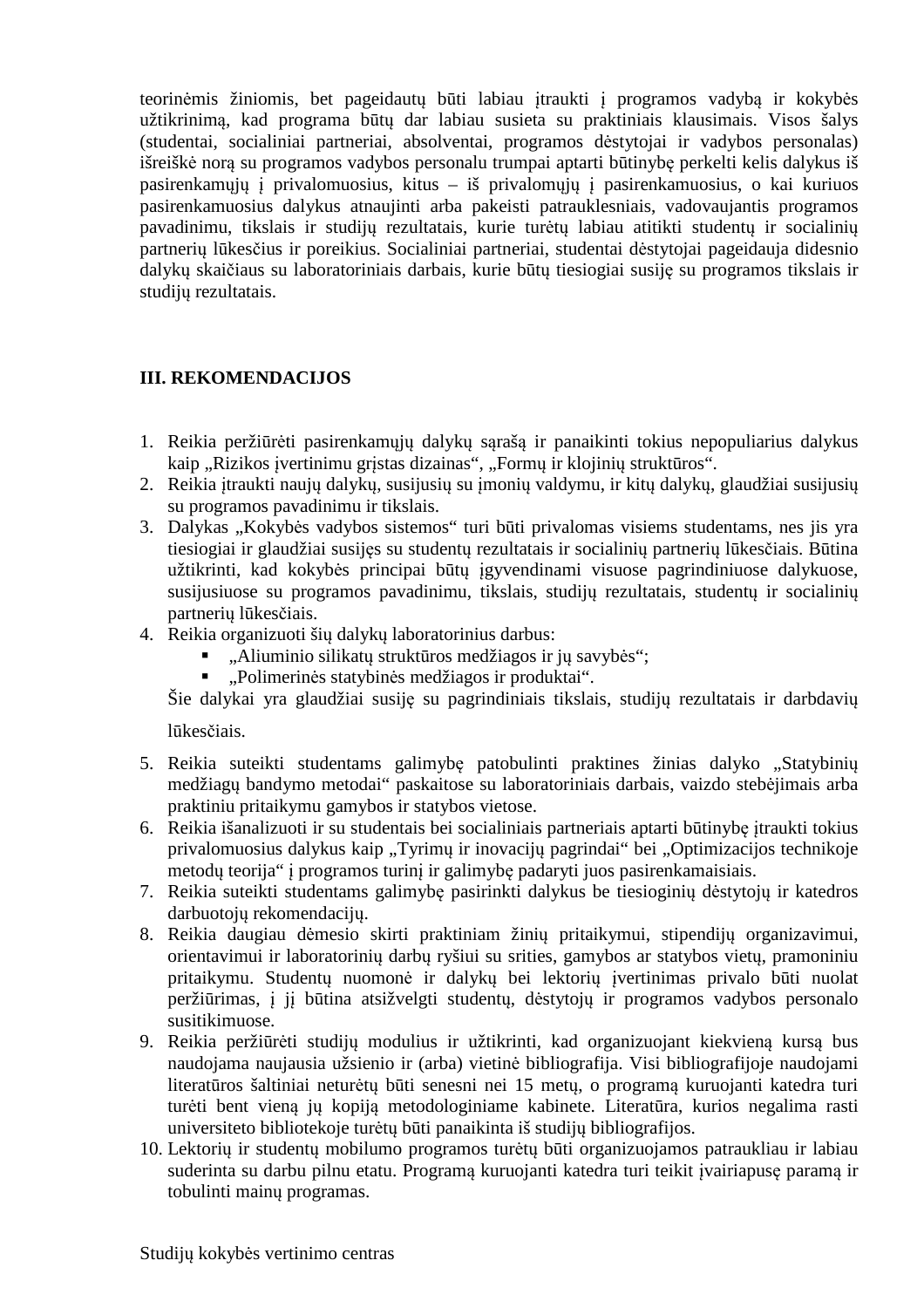teorinėmis žiniomis, bet pageidautų būti labiau įtraukti į programos vadybą ir kokybės užtikrinimą, kad programa būtų dar labiau susieta su praktiniais klausimais. Visos šalys (studentai, socialiniai partneriai, absolventai, programos dėstytojai ir vadybos personalas) išreiškė norą su programos vadybos personalu trumpai aptarti būtinybę perkelti kelis dalykus iš pasirenkamųjų į privalomuosius, kitus – iš privalomųjų į pasirenkamuosius, o kai kuriuos pasirenkamuosius dalykus atnaujinti arba pakeisti patrauklesniais, vadovaujantis programos pavadinimu, tikslais ir studijų rezultatais, kurie turėtų labiau atitikti studentų ir socialinių partnerių lūkesčius ir poreikius. Socialiniai partneriai, studentai dėstytojai pageidauja didesnio dalykų skaičiaus su laboratoriniais darbais, kurie būtų tiesiogiai susiję su programos tikslais ir studijų rezultatais.

## III. REKOMENDACIJOS

1. Reikia peržiūrėti pasirenkamųjų dalykų sąrašą ir panaikinti tokius nepopuliarius dalykus kaip „Rizikos įvertinimu grįstas dizainas“, „Formų ir klojinių struktūros“.
2. Reikia įtraukti naujų dalykų, susijusių su įmonių valdymu, ir kitų dalykų, glaudžiai susijusių su programos pavadinimu ir tikslais.
3. Dalykas „Kokybės vadybos sistemos“ turi būti privalomas visiems studentams, nes jis yra tiesiogiai ir glaudžiai susijęs su studentų rezultatais ir socialinių partnerių lūkesčiais. Būtina užtikrinti, kad kokybės principai būtų įgyvendinami visuose pagrindiniuose dalykuose, susijusiuose su programos pavadinimu, tikslais, studijų rezultatais, studentų ir socialinių partnerių lūkesčiais.
4. Reikia organizuoti šių dalykų laboratorinius darbus:
   - „Aliuminio silikatų struktūros medžiagos ir jų savybės“;
   - „Polimerinės statybinės medžiagos ir produktai“.

   Šie dalykai yra glaudžiai susiję su pagrindiniais tikslais, studijų rezultatais ir darbdavių lūkesčiais.
5. Reikia suteikti studentams galimybę patobulinti praktines žinias dalyko „Statybinių medžiagų bandymo metodai“ paskaitose su laboratoriniais darbais, vaizdo stebėjimais arba praktiniu pritaikymu gamybos ir statybos vietose.
6. Reikia išanalizuoti ir su studentais bei socialiniais partneriais aptarti būtinybę įtraukti tokius privalomuosius dalykus kaip „Tyrimų ir inovacijų pagrindai“ bei „Optimizacijos technikoje metodų teorija“ į programos turinį ir galimybę padaryti juos pasirenkamaisiais.
7. Reikia suteikti studentams galimybę pasirinkti dalykus be tiesioginių dėstytojų ir katedros darbuotojų rekomendacijų.
8. Reikia daugiau dėmesio skirti praktiniam žinių pritaikymui, stipendijų organizavimui, orientavimui ir laboratorinių darbų ryšiui su srities, gamybos ar statybos vietų, pramoniniu pritaikymu. Studentų nuomonė ir dalykų bei lektorių įvertinimas privalo būti nuolat peržiūrimas, į jį būtina atsižvelgti studentų, dėstytojų ir programos vadybos personalo susitikimuose.
9. Reikia peržiūrėti studijų modulius ir užtikrinti, kad organizuojant kiekvieną kursą bus naudojama naujausia užsienio ir (arba) vietinė bibliografija. Visi bibliografijoje naudojami literatūros šaltiniai neturėtų būti senesni nei 15 metų, o programą kuruojanti katedra turi turėti bent vieną jų kopiją metodologiniame kabinete. Literatūra, kurios negalima rasti universiteto bibliotekoje turėtų būti panaikinta iš studijų bibliografijos.
10. Lektorių ir studentų mobilumo programos turėtų būti organizuojamos patraukliau ir labiau suderinta su darbu pilnu etatu. Programą kuruojanti katedra turi teikit įvairiapusę paramą ir tobulinti mainų programas.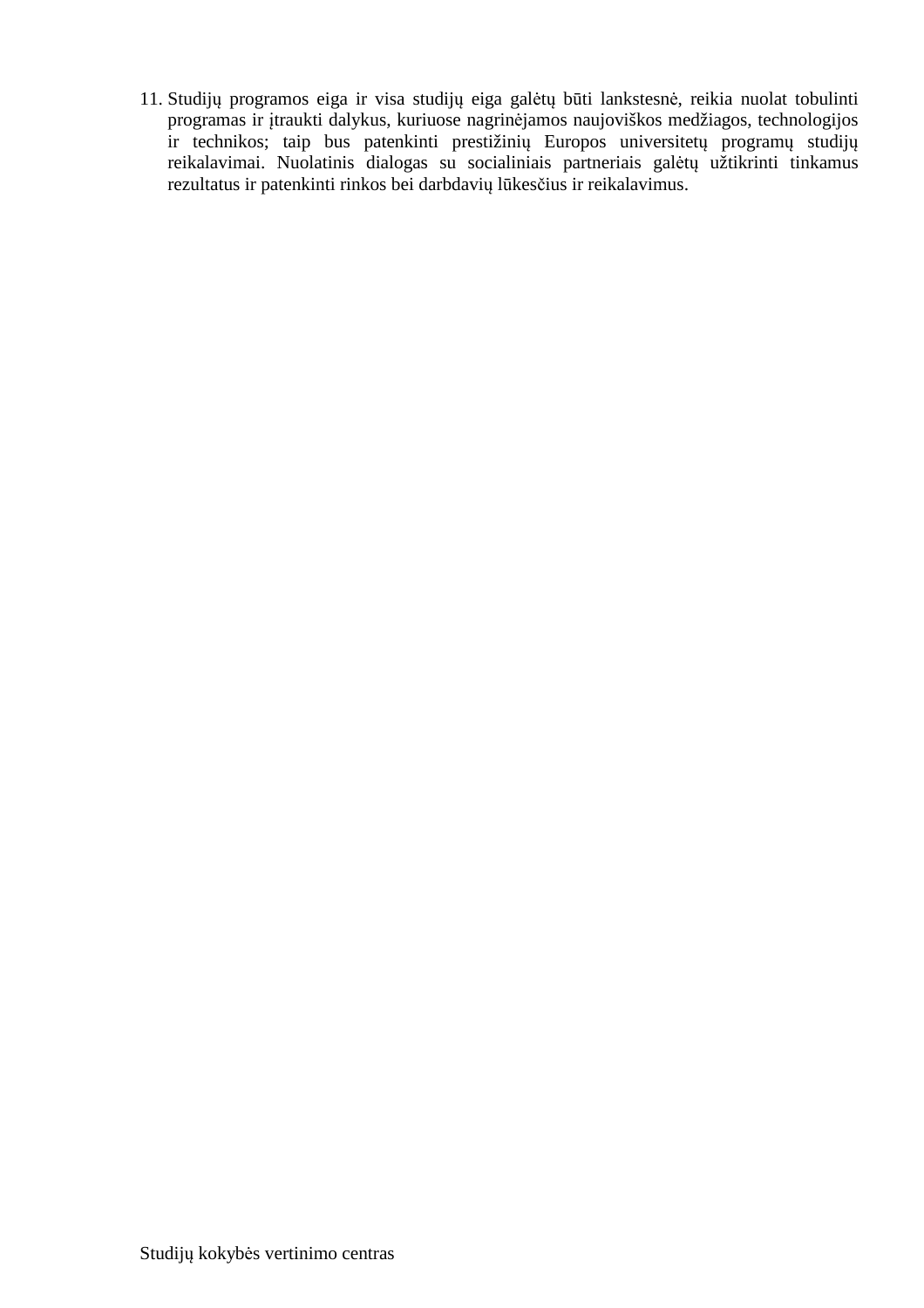11. Studijų programos eiga ir visa studijų eiga galėtų būti lankstesnė, reikia nuolat tobulinti programas ir įtraukti dalykus, kuriuose nagrinėjamos naujoviškos medžiagos, technologijos ir technikos; taip bus patenkinti prestižinių Europos universitetų programų studijų reikalavimai. Nuolatinis dialogas su socialiniais partneriais galėtų užtikrinti tinkamus rezultatus ir patenkinti rinkos bei darbdavių lūkesčius ir reikalavimus.